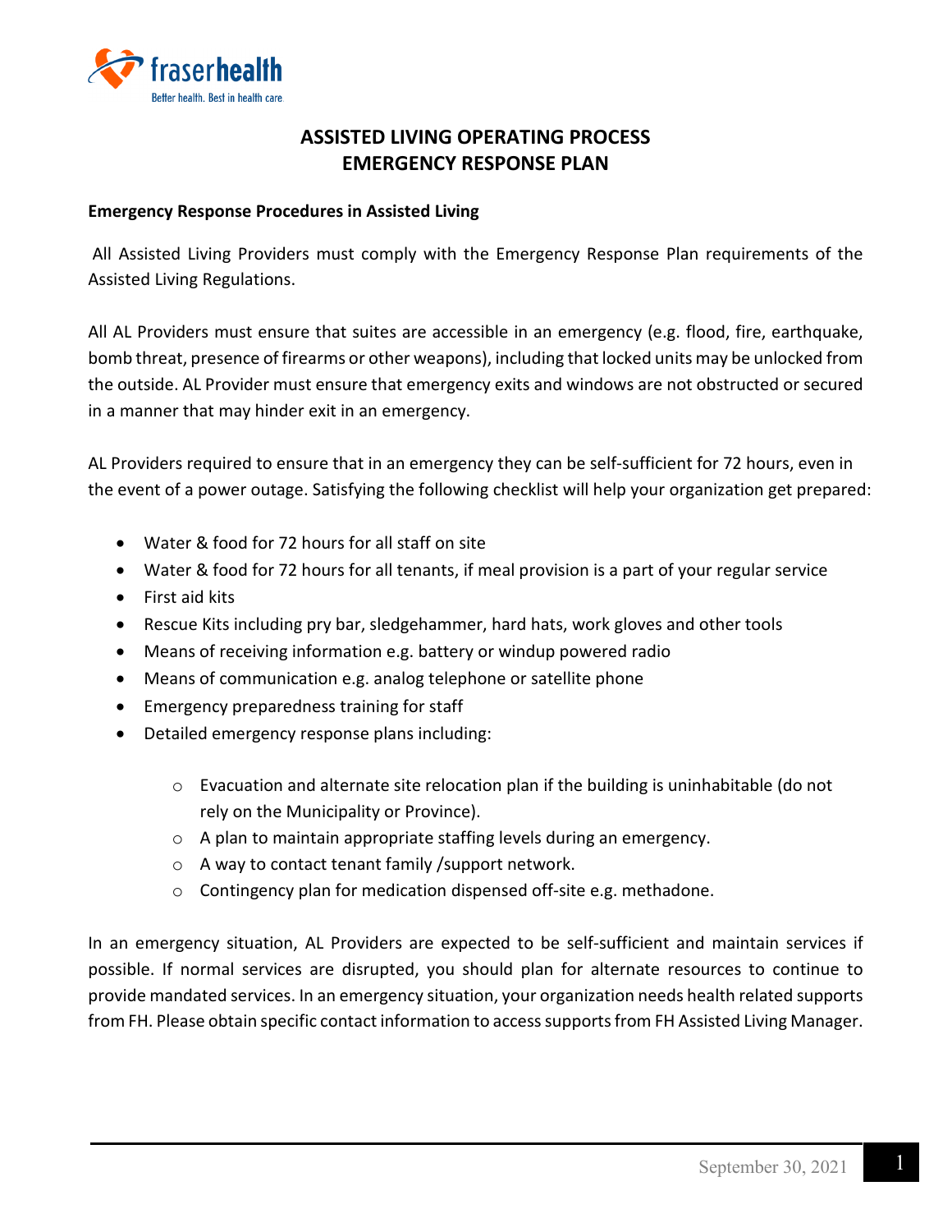# ASSISTED LIVING OPERATING PROCESS
# EMERGENCY RESPONSE PLAN

**Emergency Response Procedures in Assisted Living**

All Assisted Living Providers must comply with the Emergency Response Plan requirements of the Assisted Living Regulations.

All AL Providers must ensure that suites are accessible in an emergency (e.g. flood, fire, earthquake, bomb threat, presence of firearms or other weapons), including that locked units may be unlocked from the outside. AL Provider must ensure that emergency exits and windows are not obstructed or secured in a manner that may hinder exit in an emergency.

AL Providers required to ensure that in an emergency they can be self-sufficient for 72 hours, even in the event of a power outage. Satisfying the following checklist will help your organization get prepared:

- Water & food for 72 hours for all staff on site
- Water & food for 72 hours for all tenants, if meal provision is a part of your regular service
- First aid kits
- Rescue Kits including pry bar, sledgehammer, hard hats, work gloves and other tools
- Means of receiving information e.g. battery or windup powered radio
- Means of communication e.g. analog telephone or satellite phone
- Emergency preparedness training for staff
- Detailed emergency response plans including:
  - Evacuation and alternate site relocation plan if the building is uninhabitable (do not rely on the Municipality or Province).
  - A plan to maintain appropriate staffing levels during an emergency.
  - A way to contact tenant family /support network.
  - Contingency plan for medication dispensed off-site e.g. methadone.

In an emergency situation, AL Providers are expected to be self-sufficient and maintain services if possible. If normal services are disrupted, you should plan for alternate resources to continue to provide mandated services. In an emergency situation, your organization needs health related supports from FH. Please obtain specific contact information to access supports from FH Assisted Living Manager.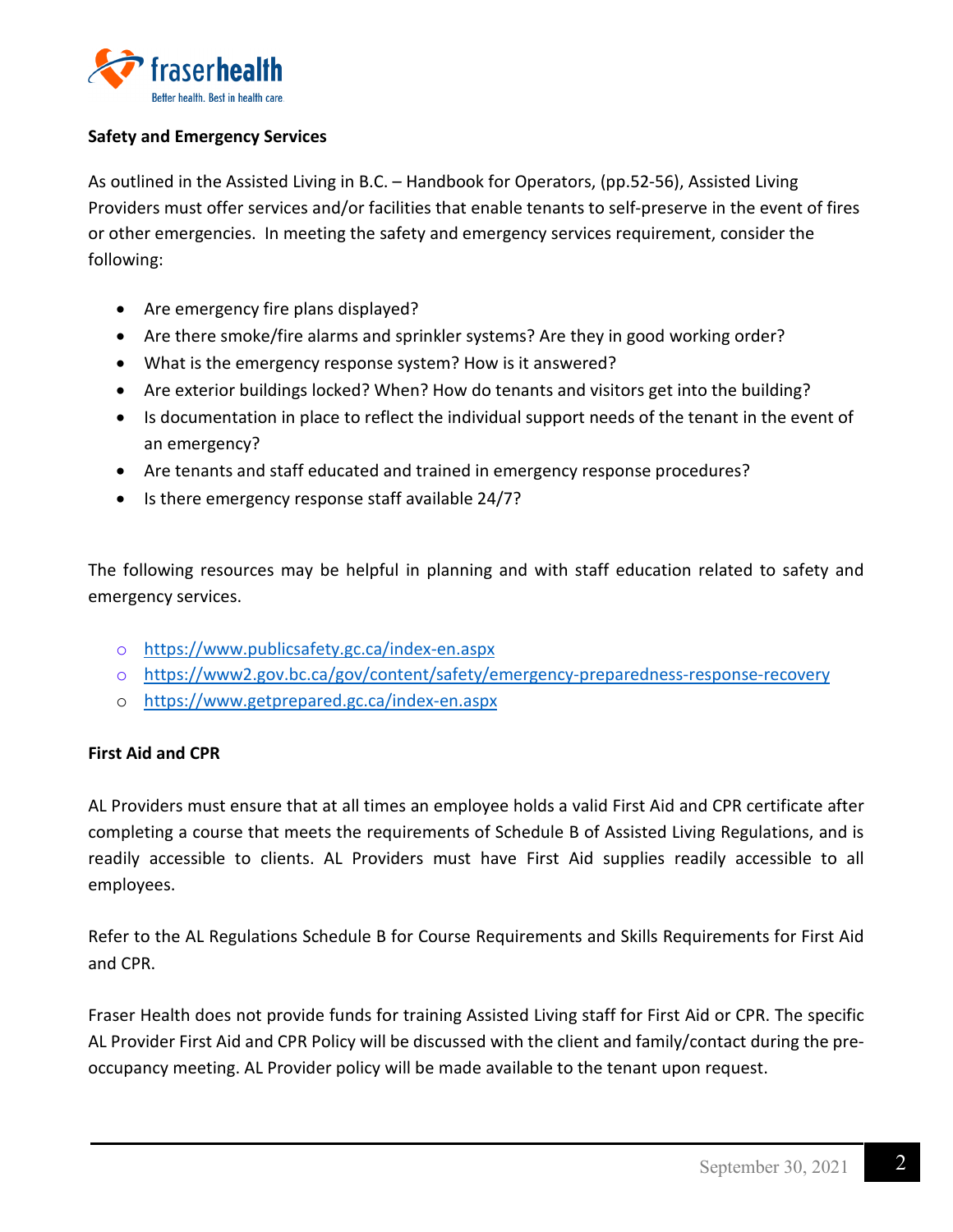**Safety and Emergency Services**

As outlined in the Assisted Living in B.C. – Handbook for Operators, (pp.52-56), Assisted Living Providers must offer services and/or facilities that enable tenants to self-preserve in the event of fires or other emergencies. In meeting the safety and emergency services requirement, consider the following:

- Are emergency fire plans displayed?
- Are there smoke/fire alarms and sprinkler systems? Are they in good working order?
- What is the emergency response system? How is it answered?
- Are exterior buildings locked? When? How do tenants and visitors get into the building?
- Is documentation in place to reflect the individual support needs of the tenant in the event of an emergency?
- Are tenants and staff educated and trained in emergency response procedures?
- Is there emergency response staff available 24/7?

The following resources may be helpful in planning and with staff education related to safety and emergency services.

- https://www.publicsafety.gc.ca/index-en.aspx
- https://www2.gov.bc.ca/gov/content/safety/emergency-preparedness-response-recovery
- https://www.getprepared.gc.ca/index-en.aspx

**First Aid and CPR**

AL Providers must ensure that at all times an employee holds a valid First Aid and CPR certificate after completing a course that meets the requirements of Schedule B of Assisted Living Regulations, and is readily accessible to clients. AL Providers must have First Aid supplies readily accessible to all employees.

Refer to the AL Regulations Schedule B for Course Requirements and Skills Requirements for First Aid and CPR.

Fraser Health does not provide funds for training Assisted Living staff for First Aid or CPR. The specific AL Provider First Aid and CPR Policy will be discussed with the client and family/contact during the pre-occupancy meeting. AL Provider policy will be made available to the tenant upon request.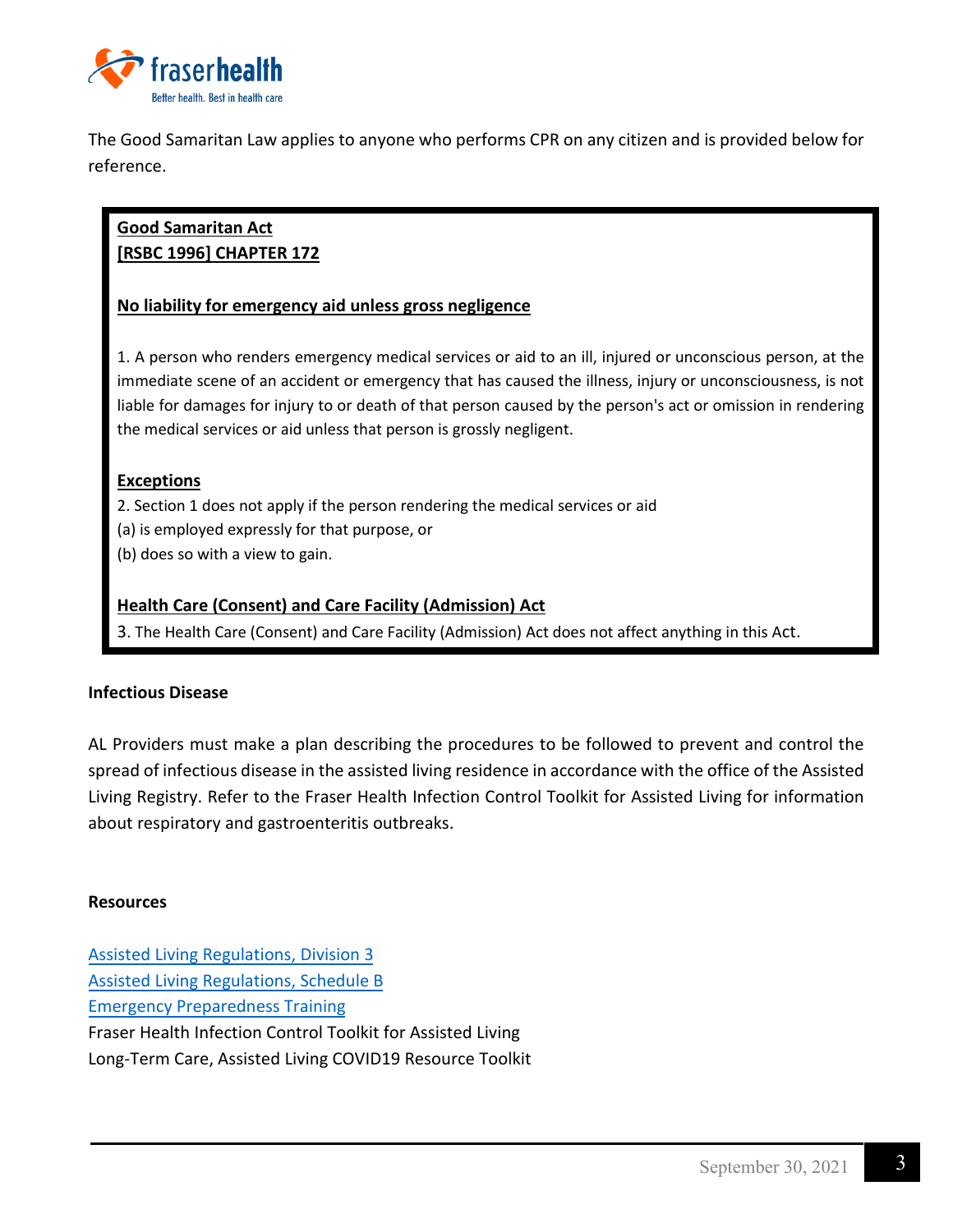The Good Samaritan Law applies to anyone who performs CPR on any citizen and is provided below for reference.

> **Good Samaritan Act**
> **[RSBC 1996] CHAPTER 172**
>
> **No liability for emergency aid unless gross negligence**
>
> 1. A person who renders emergency medical services or aid to an ill, injured or unconscious person, at the immediate scene of an accident or emergency that has caused the illness, injury or unconsciousness, is not liable for damages for injury to or death of that person caused by the person's act or omission in rendering the medical services or aid unless that person is grossly negligent.
>
> **Exceptions**
>
> 2. Section 1 does not apply if the person rendering the medical services or aid
> (a) is employed expressly for that purpose, or
> (b) does so with a view to gain.
>
> **Health Care (Consent) and Care Facility (Admission) Act**
>
> 3. The Health Care (Consent) and Care Facility (Admission) Act does not affect anything in this Act.

**Infectious Disease**

AL Providers must make a plan describing the procedures to be followed to prevent and control the spread of infectious disease in the assisted living residence in accordance with the office of the Assisted Living Registry. Refer to the Fraser Health Infection Control Toolkit for Assisted Living for information about respiratory and gastroenteritis outbreaks.

**Resources**

Assisted Living Regulations, Division 3
Assisted Living Regulations, Schedule B
Emergency Preparedness Training
Fraser Health Infection Control Toolkit for Assisted Living
Long-Term Care, Assisted Living COVID19 Resource Toolkit